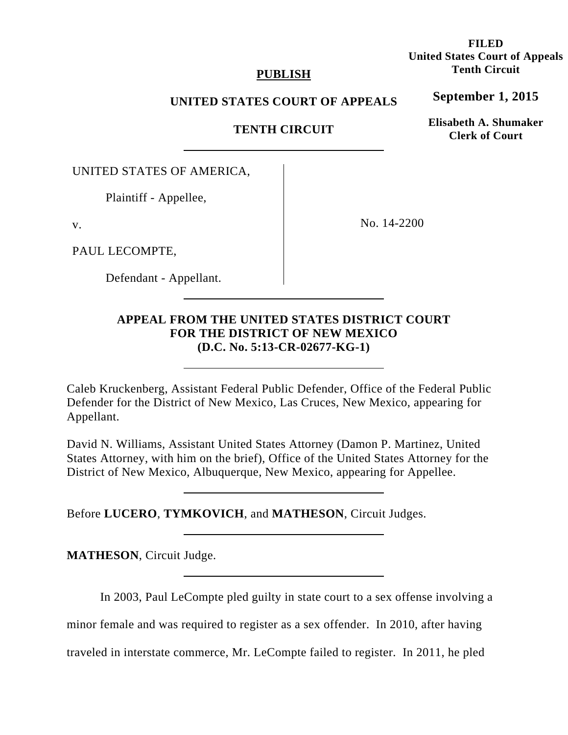**FILED**
**United States Court of Appeals**
**Tenth Circuit**

**September 1, 2015**

**Elisabeth A. Shumaker**
**Clerk of Court**

**PUBLISH**

**UNITED STATES COURT OF APPEALS**

**TENTH CIRCUIT**

---

UNITED STATES OF AMERICA,

Plaintiff - Appellee,

v.

PAUL LECOMPTE,

Defendant - Appellant.

No. 14-2200

---

**APPEAL FROM THE UNITED STATES DISTRICT COURT FOR THE DISTRICT OF NEW MEXICO (D.C. No. 5:13-CR-02677-KG-1)**

---

Caleb Kruckenberg, Assistant Federal Public Defender, Office of the Federal Public Defender for the District of New Mexico, Las Cruces, New Mexico, appearing for Appellant.

David N. Williams, Assistant United States Attorney (Damon P. Martinez, United States Attorney, with him on the brief), Office of the United States Attorney for the District of New Mexico, Albuquerque, New Mexico, appearing for Appellee.

---

Before **LUCERO**, **TYMKOVICH**, and **MATHESON**, Circuit Judges.

---

**MATHESON**, Circuit Judge.

---

In 2003, Paul LeCompte pled guilty in state court to a sex offense involving a minor female and was required to register as a sex offender. In 2010, after having traveled in interstate commerce, Mr. LeCompte failed to register. In 2011, he pled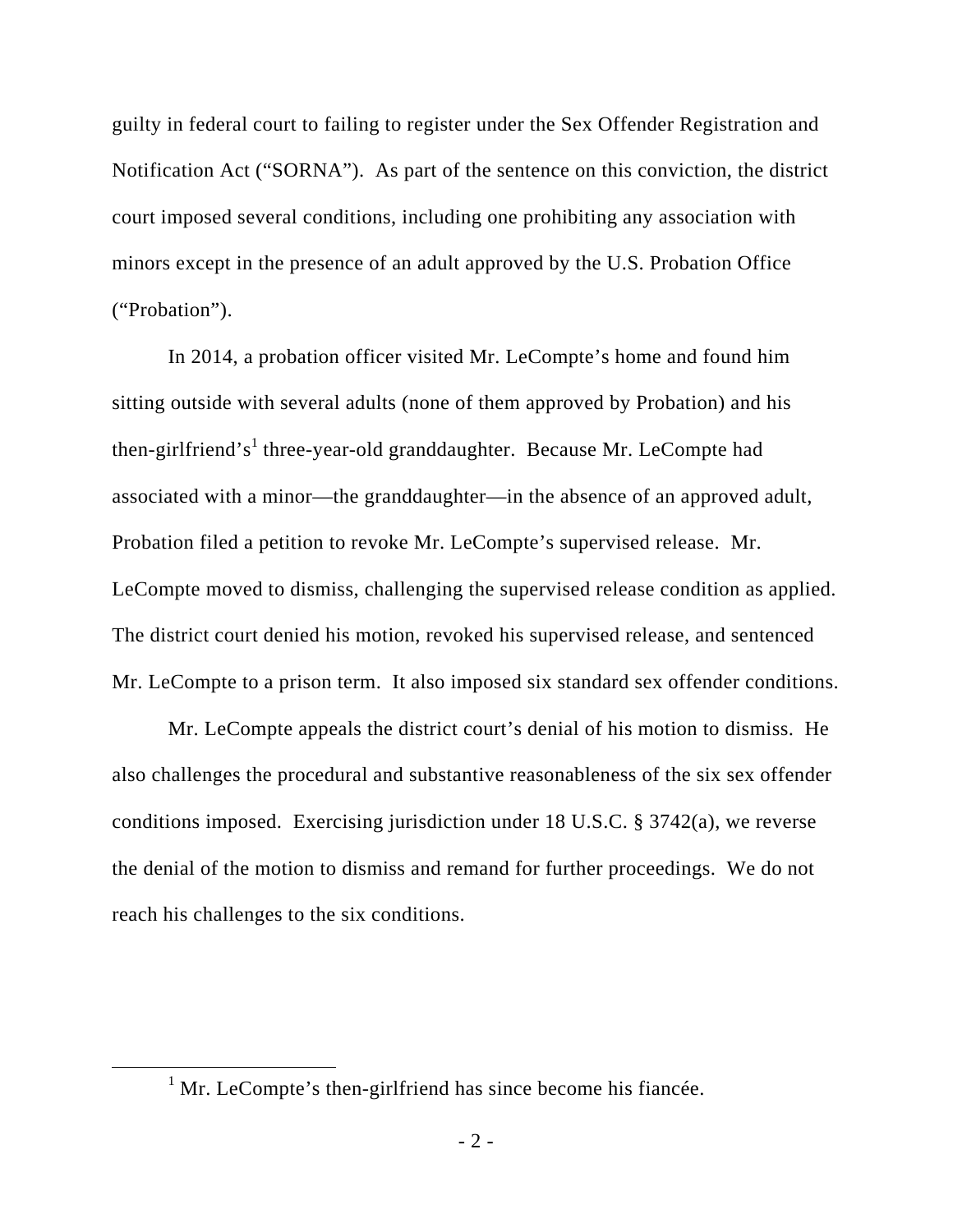guilty in federal court to failing to register under the Sex Offender Registration and Notification Act ("SORNA"). As part of the sentence on this conviction, the district court imposed several conditions, including one prohibiting any association with minors except in the presence of an adult approved by the U.S. Probation Office ("Probation").

In 2014, a probation officer visited Mr. LeCompte's home and found him sitting outside with several adults (none of them approved by Probation) and his then-girlfriend's[1] three-year-old granddaughter. Because Mr. LeCompte had associated with a minor—the granddaughter—in the absence of an approved adult, Probation filed a petition to revoke Mr. LeCompte's supervised release. Mr. LeCompte moved to dismiss, challenging the supervised release condition as applied. The district court denied his motion, revoked his supervised release, and sentenced Mr. LeCompte to a prison term. It also imposed six standard sex offender conditions.

Mr. LeCompte appeals the district court's denial of his motion to dismiss. He also challenges the procedural and substantive reasonableness of the six sex offender conditions imposed. Exercising jurisdiction under 18 U.S.C. § 3742(a), we reverse the denial of the motion to dismiss and remand for further proceedings. We do not reach his challenges to the six conditions.

[1] Mr. LeCompte's then-girlfriend has since become his fiancée.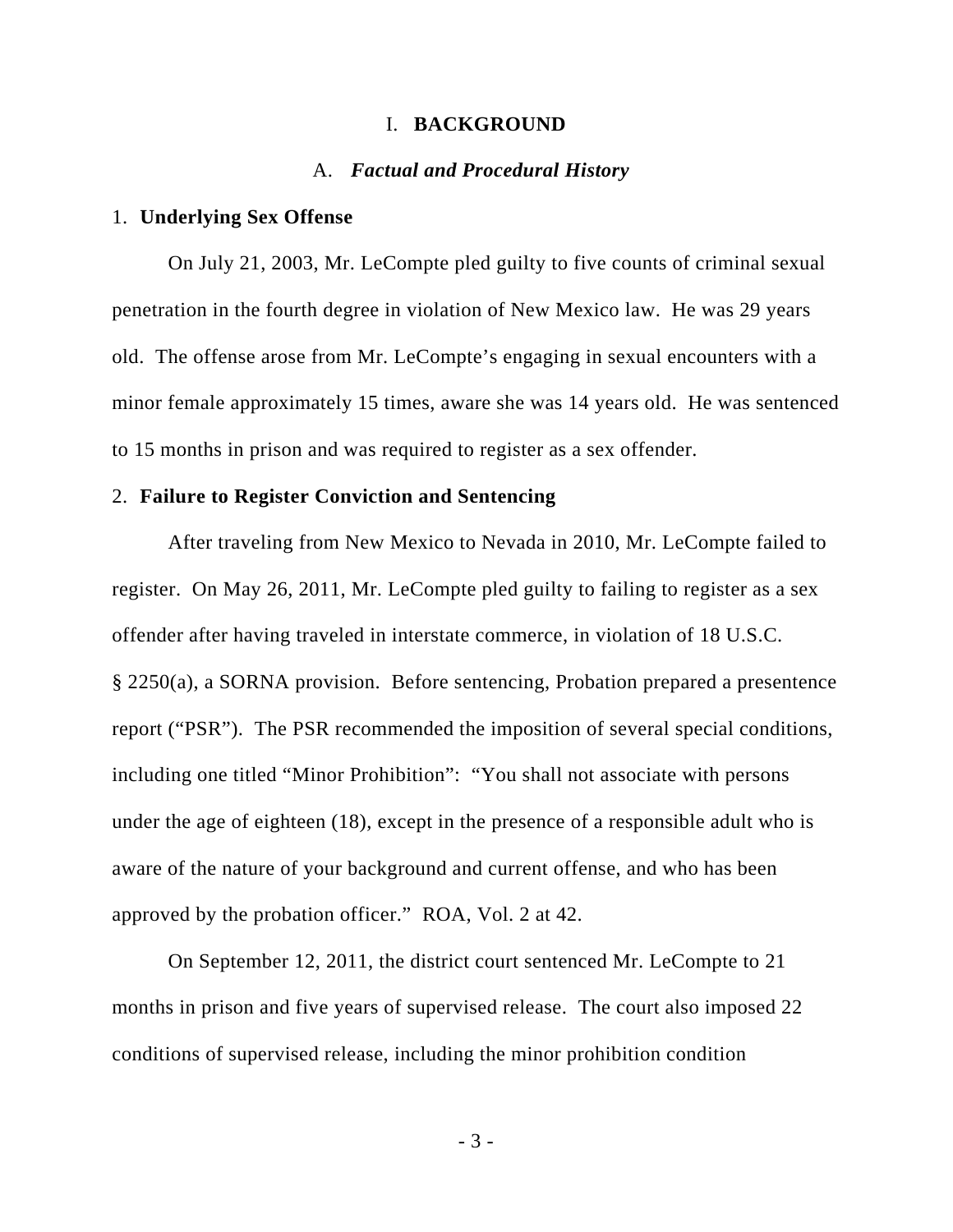# I. BACKGROUND

## A. *Factual and Procedural History*

### 1. Underlying Sex Offense

On July 21, 2003, Mr. LeCompte pled guilty to five counts of criminal sexual penetration in the fourth degree in violation of New Mexico law. He was 29 years old. The offense arose from Mr. LeCompte's engaging in sexual encounters with a minor female approximately 15 times, aware she was 14 years old. He was sentenced to 15 months in prison and was required to register as a sex offender.

### 2. Failure to Register Conviction and Sentencing

After traveling from New Mexico to Nevada in 2010, Mr. LeCompte failed to register. On May 26, 2011, Mr. LeCompte pled guilty to failing to register as a sex offender after having traveled in interstate commerce, in violation of 18 U.S.C. § 2250(a), a SORNA provision. Before sentencing, Probation prepared a presentence report ("PSR"). The PSR recommended the imposition of several special conditions, including one titled "Minor Prohibition": "You shall not associate with persons under the age of eighteen (18), except in the presence of a responsible adult who is aware of the nature of your background and current offense, and who has been approved by the probation officer." ROA, Vol. 2 at 42.

On September 12, 2011, the district court sentenced Mr. LeCompte to 21 months in prison and five years of supervised release. The court also imposed 22 conditions of supervised release, including the minor prohibition condition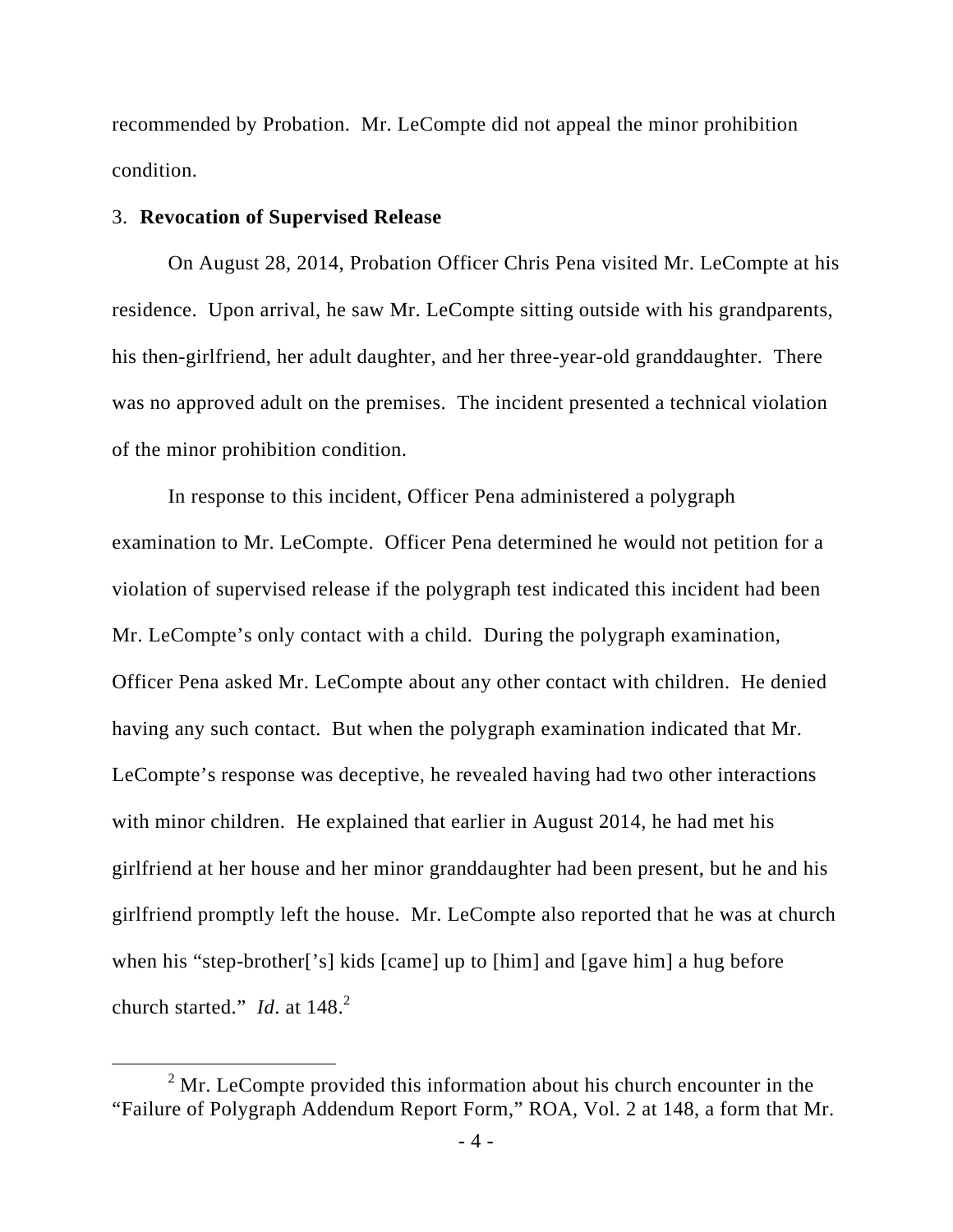recommended by Probation. Mr. LeCompte did not appeal the minor prohibition condition.

3. **Revocation of Supervised Release**

On August 28, 2014, Probation Officer Chris Pena visited Mr. LeCompte at his residence. Upon arrival, he saw Mr. LeCompte sitting outside with his grandparents, his then-girlfriend, her adult daughter, and her three-year-old granddaughter. There was no approved adult on the premises. The incident presented a technical violation of the minor prohibition condition.

In response to this incident, Officer Pena administered a polygraph examination to Mr. LeCompte. Officer Pena determined he would not petition for a violation of supervised release if the polygraph test indicated this incident had been Mr. LeCompte's only contact with a child. During the polygraph examination, Officer Pena asked Mr. LeCompte about any other contact with children. He denied having any such contact. But when the polygraph examination indicated that Mr. LeCompte's response was deceptive, he revealed having had two other interactions with minor children. He explained that earlier in August 2014, he had met his girlfriend at her house and her minor granddaughter had been present, but he and his girlfriend promptly left the house. Mr. LeCompte also reported that he was at church when his "step-brother['s] kids [came] up to [him] and [gave him] a hug before church started." *Id*. at 148.[2]

[2] Mr. LeCompte provided this information about his church encounter in the "Failure of Polygraph Addendum Report Form," ROA, Vol. 2 at 148, a form that Mr.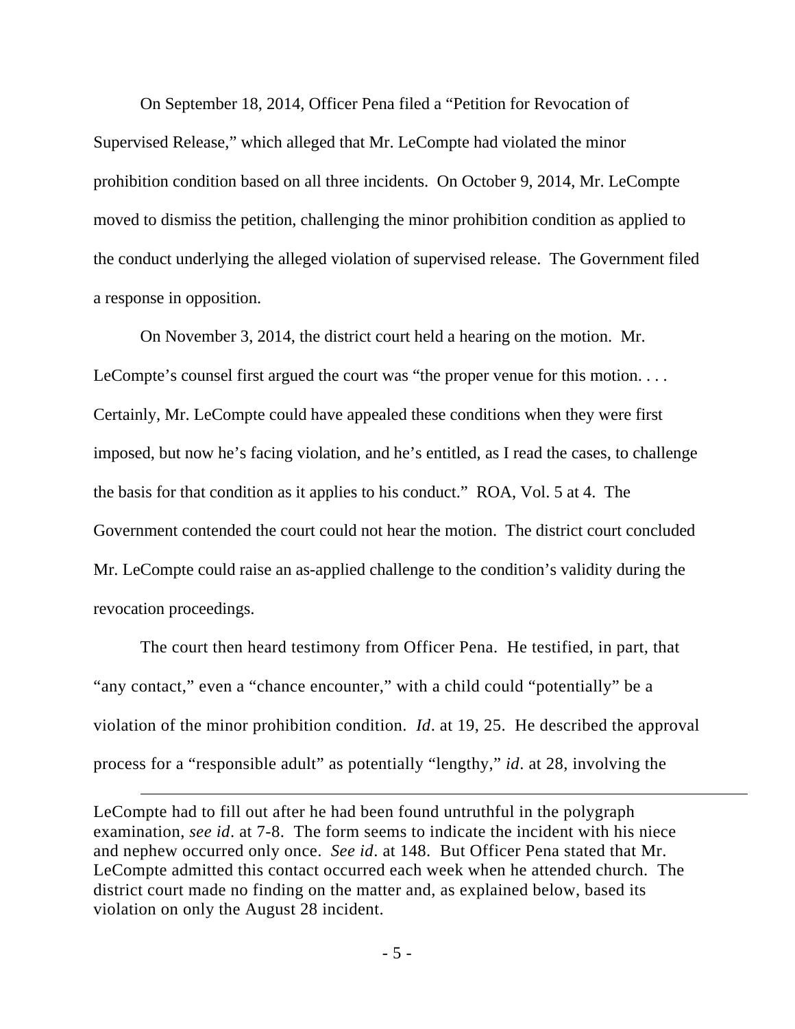On September 18, 2014, Officer Pena filed a "Petition for Revocation of Supervised Release," which alleged that Mr. LeCompte had violated the minor prohibition condition based on all three incidents. On October 9, 2014, Mr. LeCompte moved to dismiss the petition, challenging the minor prohibition condition as applied to the conduct underlying the alleged violation of supervised release. The Government filed a response in opposition.

On November 3, 2014, the district court held a hearing on the motion. Mr. LeCompte's counsel first argued the court was "the proper venue for this motion. . . . Certainly, Mr. LeCompte could have appealed these conditions when they were first imposed, but now he's facing violation, and he's entitled, as I read the cases, to challenge the basis for that condition as it applies to his conduct." ROA, Vol. 5 at 4. The Government contended the court could not hear the motion. The district court concluded Mr. LeCompte could raise an as-applied challenge to the condition's validity during the revocation proceedings.

The court then heard testimony from Officer Pena. He testified, in part, that "any contact," even a "chance encounter," with a child could "potentially" be a violation of the minor prohibition condition. *Id*. at 19, 25. He described the approval process for a "responsible adult" as potentially "lengthy," *id*. at 28, involving the

---

LeCompte had to fill out after he had been found untruthful in the polygraph examination, *see id*. at 7-8. The form seems to indicate the incident with his niece and nephew occurred only once. *See id*. at 148. But Officer Pena stated that Mr. LeCompte admitted this contact occurred each week when he attended church. The district court made no finding on the matter and, as explained below, based its violation on only the August 28 incident.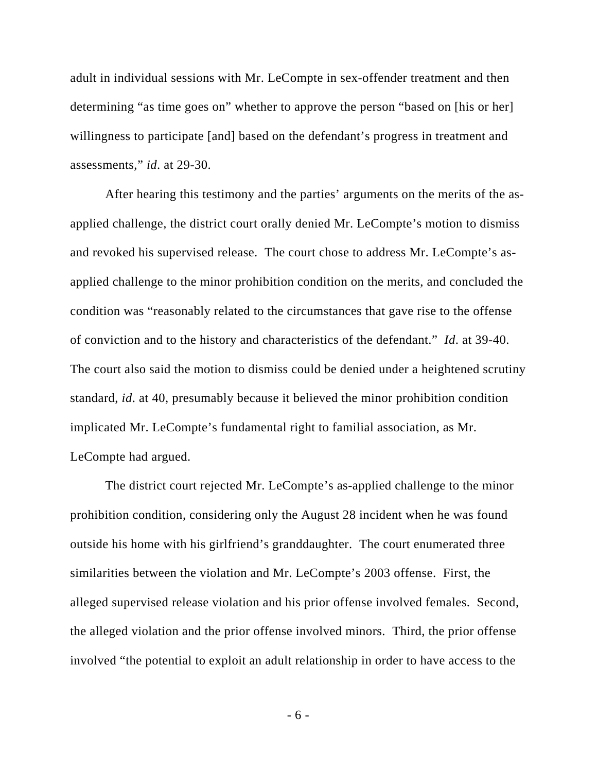adult in individual sessions with Mr. LeCompte in sex-offender treatment and then determining "as time goes on" whether to approve the person "based on [his or her] willingness to participate [and] based on the defendant's progress in treatment and assessments," *id*. at 29-30.

After hearing this testimony and the parties' arguments on the merits of the as-applied challenge, the district court orally denied Mr. LeCompte's motion to dismiss and revoked his supervised release. The court chose to address Mr. LeCompte's as-applied challenge to the minor prohibition condition on the merits, and concluded the condition was "reasonably related to the circumstances that gave rise to the offense of conviction and to the history and characteristics of the defendant." *Id*. at 39-40. The court also said the motion to dismiss could be denied under a heightened scrutiny standard, *id*. at 40, presumably because it believed the minor prohibition condition implicated Mr. LeCompte's fundamental right to familial association, as Mr. LeCompte had argued.

The district court rejected Mr. LeCompte's as-applied challenge to the minor prohibition condition, considering only the August 28 incident when he was found outside his home with his girlfriend's granddaughter. The court enumerated three similarities between the violation and Mr. LeCompte's 2003 offense. First, the alleged supervised release violation and his prior offense involved females. Second, the alleged violation and the prior offense involved minors. Third, the prior offense involved "the potential to exploit an adult relationship in order to have access to the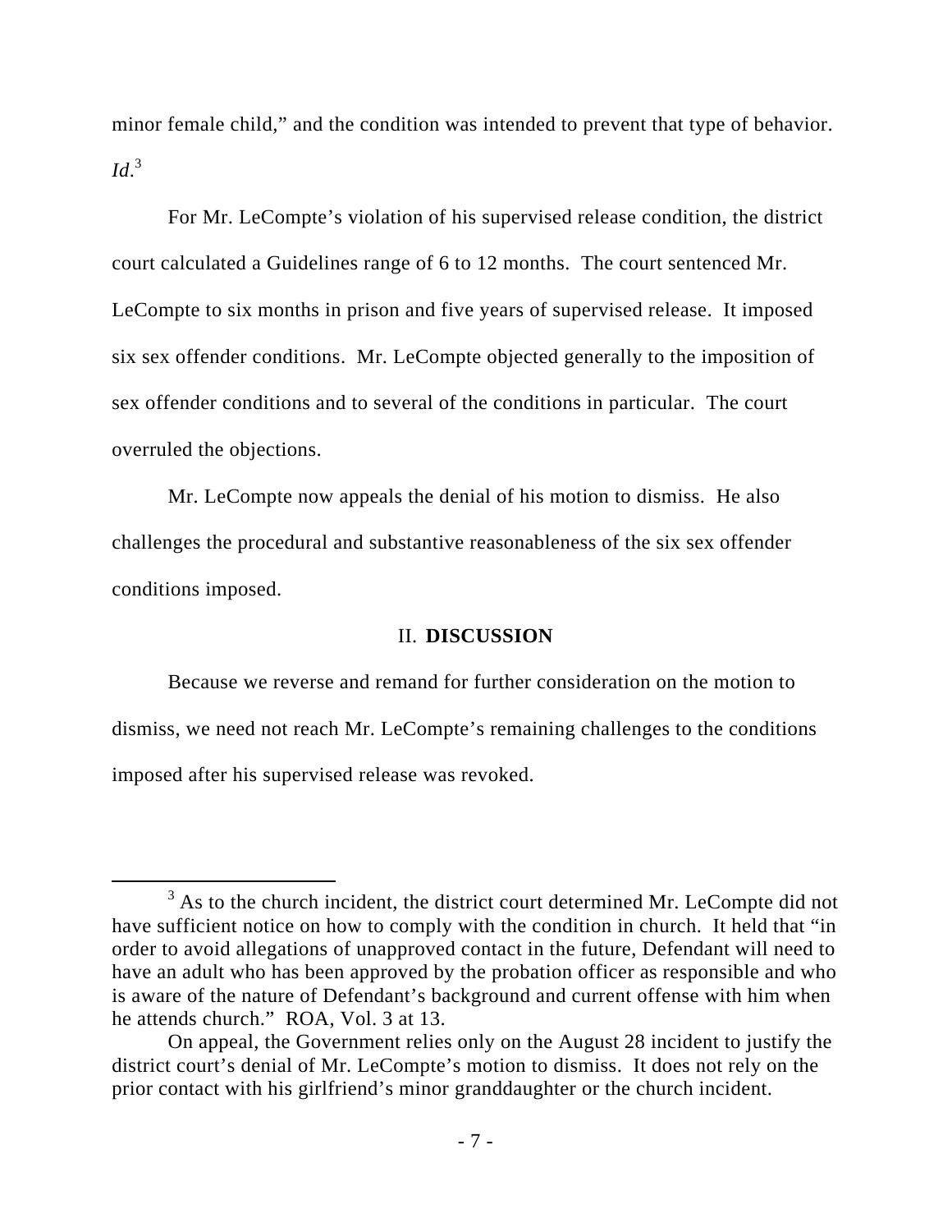minor female child," and the condition was intended to prevent that type of behavior. *Id*.[3]

For Mr. LeCompte's violation of his supervised release condition, the district court calculated a Guidelines range of 6 to 12 months. The court sentenced Mr. LeCompte to six months in prison and five years of supervised release. It imposed six sex offender conditions. Mr. LeCompte objected generally to the imposition of sex offender conditions and to several of the conditions in particular. The court overruled the objections.

Mr. LeCompte now appeals the denial of his motion to dismiss. He also challenges the procedural and substantive reasonableness of the six sex offender conditions imposed.

## II. **DISCUSSION**

Because we reverse and remand for further consideration on the motion to dismiss, we need not reach Mr. LeCompte's remaining challenges to the conditions imposed after his supervised release was revoked.

---

[3] As to the church incident, the district court determined Mr. LeCompte did not have sufficient notice on how to comply with the condition in church. It held that "in order to avoid allegations of unapproved contact in the future, Defendant will need to have an adult who has been approved by the probation officer as responsible and who is aware of the nature of Defendant's background and current offense with him when he attends church." ROA, Vol. 3 at 13.

On appeal, the Government relies only on the August 28 incident to justify the district court's denial of Mr. LeCompte's motion to dismiss. It does not rely on the prior contact with his girlfriend's minor granddaughter or the church incident.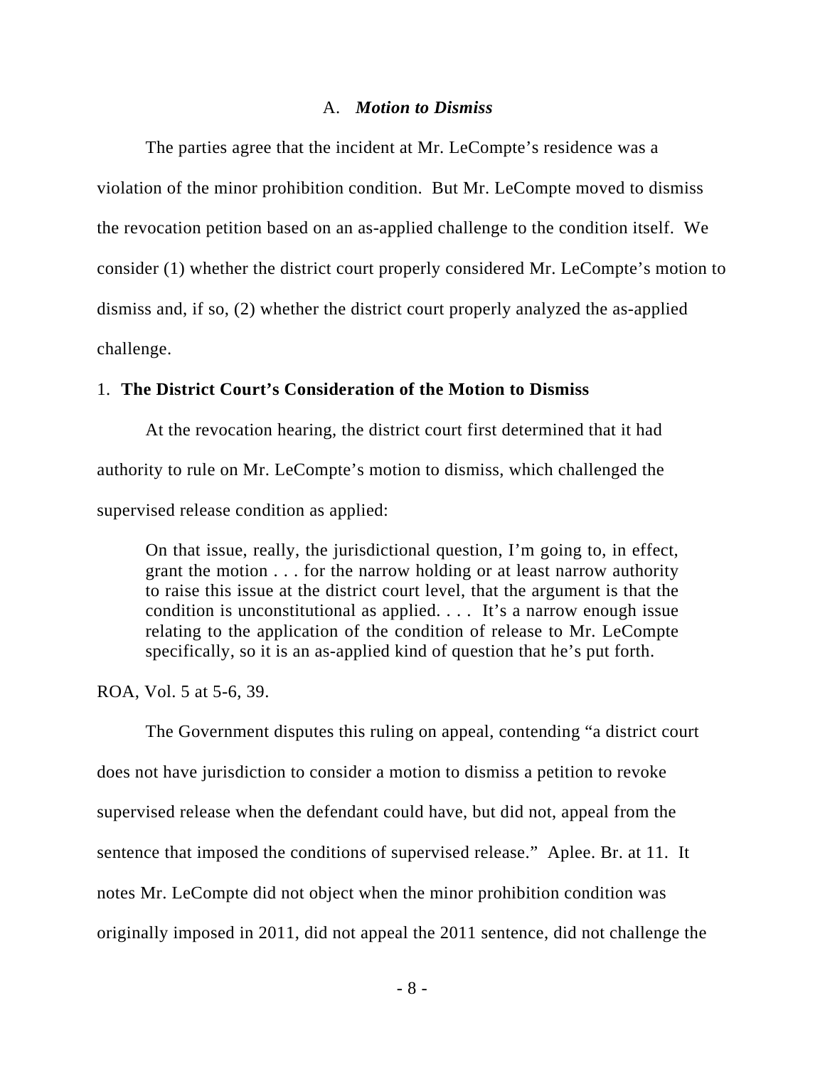### A. *Motion to Dismiss*

The parties agree that the incident at Mr. LeCompte's residence was a violation of the minor prohibition condition. But Mr. LeCompte moved to dismiss the revocation petition based on an as-applied challenge to the condition itself. We consider (1) whether the district court properly considered Mr. LeCompte's motion to dismiss and, if so, (2) whether the district court properly analyzed the as-applied challenge.

#### 1. **The District Court's Consideration of the Motion to Dismiss**

At the revocation hearing, the district court first determined that it had authority to rule on Mr. LeCompte's motion to dismiss, which challenged the supervised release condition as applied:

> On that issue, really, the jurisdictional question, I'm going to, in effect, grant the motion . . . for the narrow holding or at least narrow authority to raise this issue at the district court level, that the argument is that the condition is unconstitutional as applied. . . . It's a narrow enough issue relating to the application of the condition of release to Mr. LeCompte specifically, so it is an as-applied kind of question that he's put forth.

ROA, Vol. 5 at 5-6, 39.

The Government disputes this ruling on appeal, contending "a district court does not have jurisdiction to consider a motion to dismiss a petition to revoke supervised release when the defendant could have, but did not, appeal from the sentence that imposed the conditions of supervised release." Aplee. Br. at 11. It notes Mr. LeCompte did not object when the minor prohibition condition was originally imposed in 2011, did not appeal the 2011 sentence, did not challenge the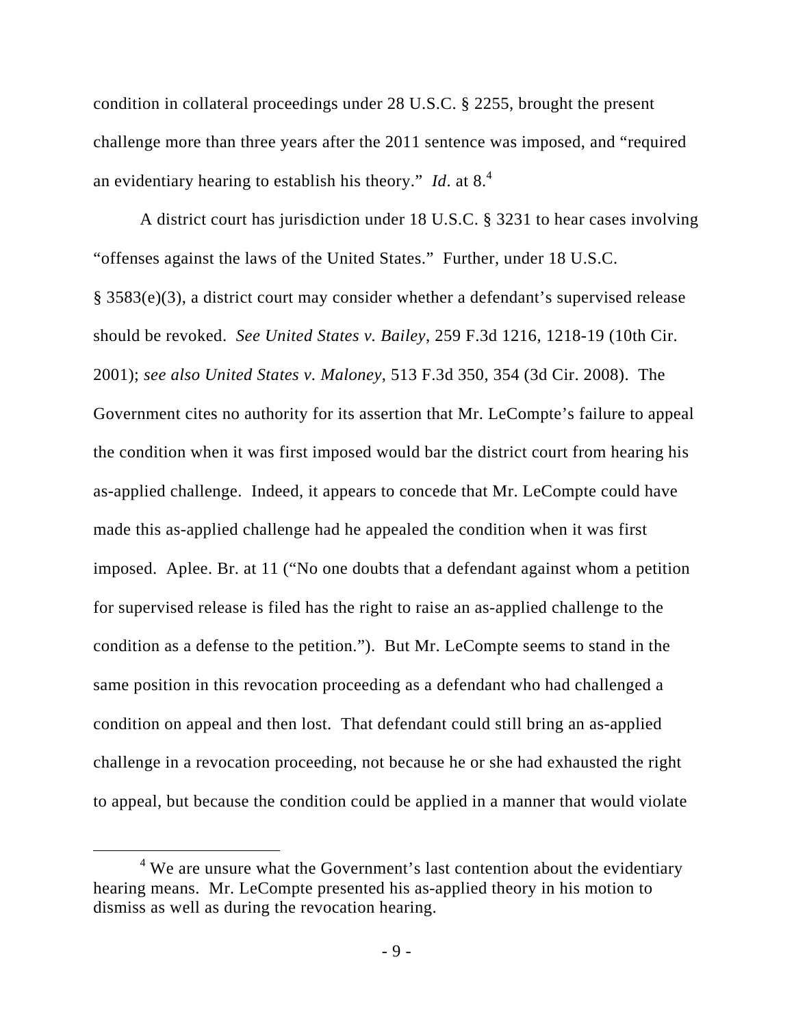condition in collateral proceedings under 28 U.S.C. § 2255, brought the present challenge more than three years after the 2011 sentence was imposed, and "required an evidentiary hearing to establish his theory." *Id*. at 8.[4]

A district court has jurisdiction under 18 U.S.C. § 3231 to hear cases involving "offenses against the laws of the United States." Further, under 18 U.S.C. § 3583(e)(3), a district court may consider whether a defendant's supervised release should be revoked. *See United States v. Bailey*, 259 F.3d 1216, 1218-19 (10th Cir. 2001); *see also United States v. Maloney*, 513 F.3d 350, 354 (3d Cir. 2008). The Government cites no authority for its assertion that Mr. LeCompte's failure to appeal the condition when it was first imposed would bar the district court from hearing his as-applied challenge. Indeed, it appears to concede that Mr. LeCompte could have made this as-applied challenge had he appealed the condition when it was first imposed. Aplee. Br. at 11 ("No one doubts that a defendant against whom a petition for supervised release is filed has the right to raise an as-applied challenge to the condition as a defense to the petition."). But Mr. LeCompte seems to stand in the same position in this revocation proceeding as a defendant who had challenged a condition on appeal and then lost. That defendant could still bring an as-applied challenge in a revocation proceeding, not because he or she had exhausted the right to appeal, but because the condition could be applied in a manner that would violate

[4] We are unsure what the Government's last contention about the evidentiary hearing means. Mr. LeCompte presented his as-applied theory in his motion to dismiss as well as during the revocation hearing.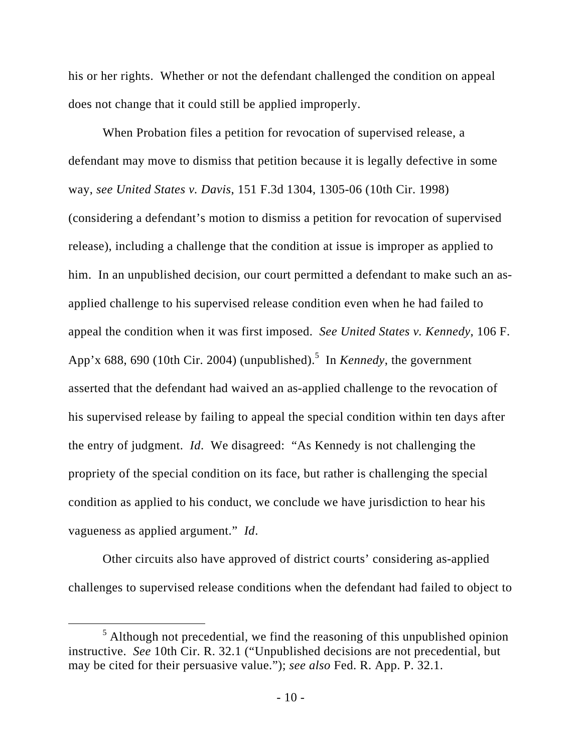his or her rights. Whether or not the defendant challenged the condition on appeal does not change that it could still be applied improperly.

When Probation files a petition for revocation of supervised release, a defendant may move to dismiss that petition because it is legally defective in some way, *see United States v. Davis*, 151 F.3d 1304, 1305-06 (10th Cir. 1998) (considering a defendant's motion to dismiss a petition for revocation of supervised release), including a challenge that the condition at issue is improper as applied to him. In an unpublished decision, our court permitted a defendant to make such an as-applied challenge to his supervised release condition even when he had failed to appeal the condition when it was first imposed. *See United States v. Kennedy*, 106 F. App'x 688, 690 (10th Cir. 2004) (unpublished).[5] In *Kennedy*, the government asserted that the defendant had waived an as-applied challenge to the revocation of his supervised release by failing to appeal the special condition within ten days after the entry of judgment. *Id*. We disagreed: "As Kennedy is not challenging the propriety of the special condition on its face, but rather is challenging the special condition as applied to his conduct, we conclude we have jurisdiction to hear his vagueness as applied argument." *Id*.

Other circuits also have approved of district courts' considering as-applied challenges to supervised release conditions when the defendant had failed to object to

---

[5] Although not precedential, we find the reasoning of this unpublished opinion instructive. *See* 10th Cir. R. 32.1 ("Unpublished decisions are not precedential, but may be cited for their persuasive value."); *see also* Fed. R. App. P. 32.1.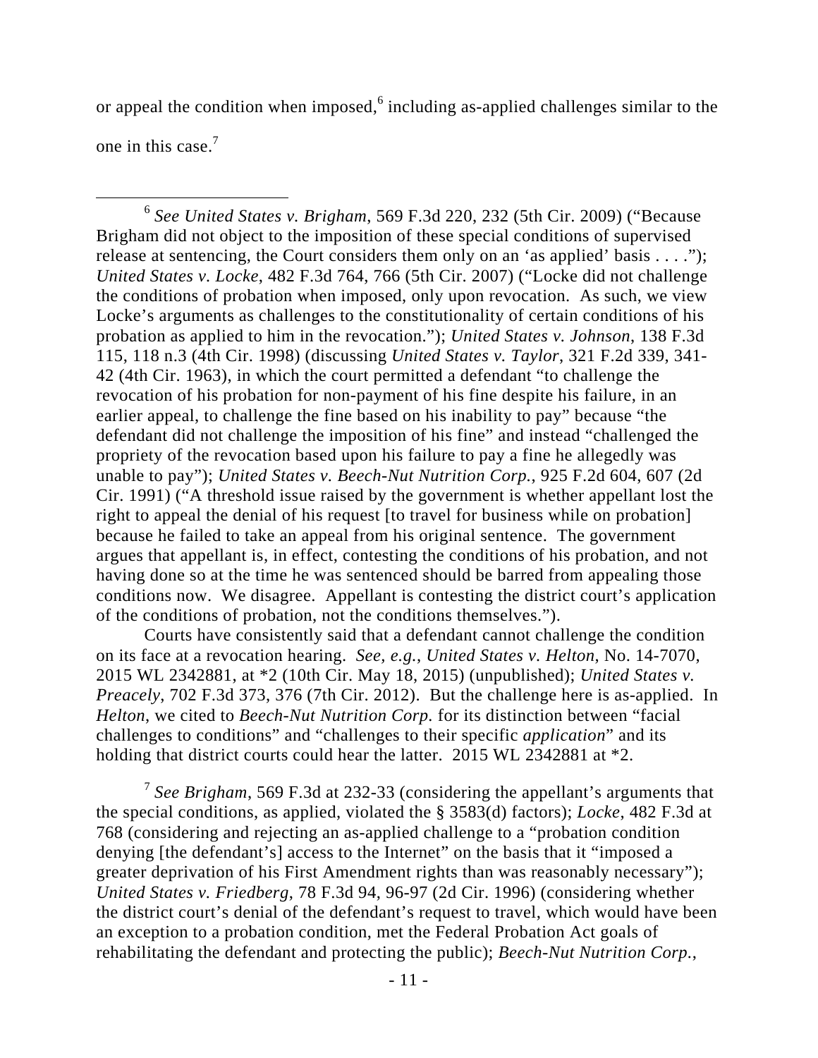or appeal the condition when imposed,[6] including as-applied challenges similar to the one in this case.[7]

---

[6] *See United States v. Brigham*, 569 F.3d 220, 232 (5th Cir. 2009) ("Because Brigham did not object to the imposition of these special conditions of supervised release at sentencing, the Court considers them only on an 'as applied' basis . . . ."); *United States v. Locke*, 482 F.3d 764, 766 (5th Cir. 2007) ("Locke did not challenge the conditions of probation when imposed, only upon revocation. As such, we view Locke's arguments as challenges to the constitutionality of certain conditions of his probation as applied to him in the revocation."); *United States v. Johnson*, 138 F.3d 115, 118 n.3 (4th Cir. 1998) (discussing *United States v. Taylor*, 321 F.2d 339, 341-42 (4th Cir. 1963), in which the court permitted a defendant "to challenge the revocation of his probation for non-payment of his fine despite his failure, in an earlier appeal, to challenge the fine based on his inability to pay" because "the defendant did not challenge the imposition of his fine" and instead "challenged the propriety of the revocation based upon his failure to pay a fine he allegedly was unable to pay"); *United States v. Beech-Nut Nutrition Corp.*, 925 F.2d 604, 607 (2d Cir. 1991) ("A threshold issue raised by the government is whether appellant lost the right to appeal the denial of his request [to travel for business while on probation] because he failed to take an appeal from his original sentence. The government argues that appellant is, in effect, contesting the conditions of his probation, and not having done so at the time he was sentenced should be barred from appealing those conditions now. We disagree. Appellant is contesting the district court's application of the conditions of probation, not the conditions themselves.").

Courts have consistently said that a defendant cannot challenge the condition on its face at a revocation hearing. *See, e.g.*, *United States v. Helton*, No. 14-7070, 2015 WL 2342881, at *2 (10th Cir. May 18, 2015) (unpublished); *United States v. Preacely*, 702 F.3d 373, 376 (7th Cir. 2012). But the challenge here is as-applied. In *Helton*, we cited to *Beech-Nut Nutrition Corp.* for its distinction between "facial challenges to conditions" and "challenges to their specific *application*" and its holding that district courts could hear the latter. 2015 WL 2342881 at *2.

[7] *See Brigham*, 569 F.3d at 232-33 (considering the appellant's arguments that the special conditions, as applied, violated the § 3583(d) factors); *Locke*, 482 F.3d at 768 (considering and rejecting an as-applied challenge to a "probation condition denying [the defendant's] access to the Internet" on the basis that it "imposed a greater deprivation of his First Amendment rights than was reasonably necessary"); *United States v. Friedberg*, 78 F.3d 94, 96-97 (2d Cir. 1996) (considering whether the district court's denial of the defendant's request to travel, which would have been an exception to a probation condition, met the Federal Probation Act goals of rehabilitating the defendant and protecting the public); *Beech-Nut Nutrition Corp.*,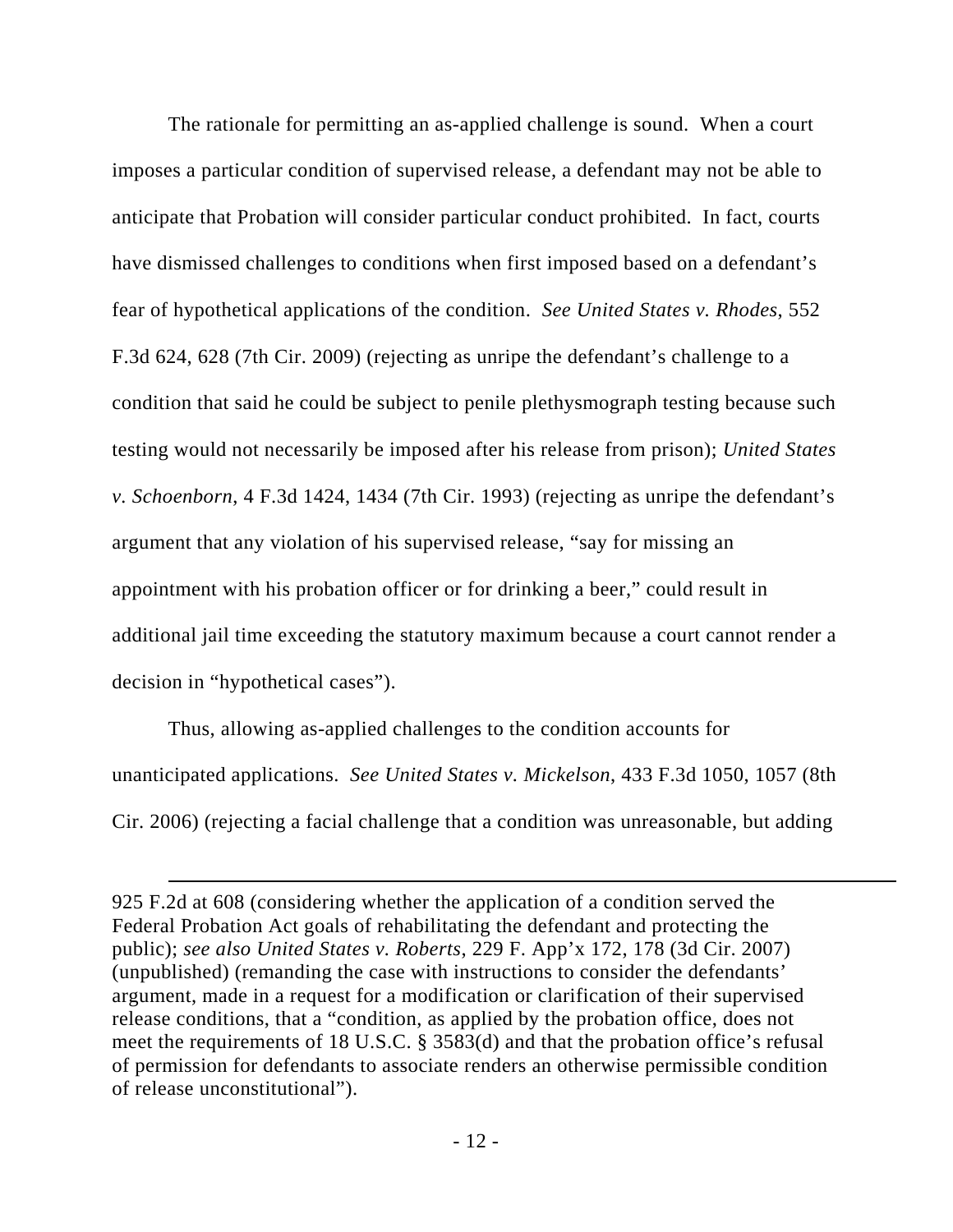The rationale for permitting an as-applied challenge is sound. When a court imposes a particular condition of supervised release, a defendant may not be able to anticipate that Probation will consider particular conduct prohibited. In fact, courts have dismissed challenges to conditions when first imposed based on a defendant's fear of hypothetical applications of the condition. *See United States v. Rhodes*, 552 F.3d 624, 628 (7th Cir. 2009) (rejecting as unripe the defendant's challenge to a condition that said he could be subject to penile plethysmograph testing because such testing would not necessarily be imposed after his release from prison); *United States v. Schoenborn*, 4 F.3d 1424, 1434 (7th Cir. 1993) (rejecting as unripe the defendant's argument that any violation of his supervised release, "say for missing an appointment with his probation officer or for drinking a beer," could result in additional jail time exceeding the statutory maximum because a court cannot render a decision in "hypothetical cases").

Thus, allowing as-applied challenges to the condition accounts for unanticipated applications. *See United States v. Mickelson*, 433 F.3d 1050, 1057 (8th Cir. 2006) (rejecting a facial challenge that a condition was unreasonable, but adding

---

925 F.2d at 608 (considering whether the application of a condition served the Federal Probation Act goals of rehabilitating the defendant and protecting the public); *see also United States v. Roberts*, 229 F. App'x 172, 178 (3d Cir. 2007) (unpublished) (remanding the case with instructions to consider the defendants' argument, made in a request for a modification or clarification of their supervised release conditions, that a "condition, as applied by the probation office, does not meet the requirements of 18 U.S.C. § 3583(d) and that the probation office's refusal of permission for defendants to associate renders an otherwise permissible condition of release unconstitutional").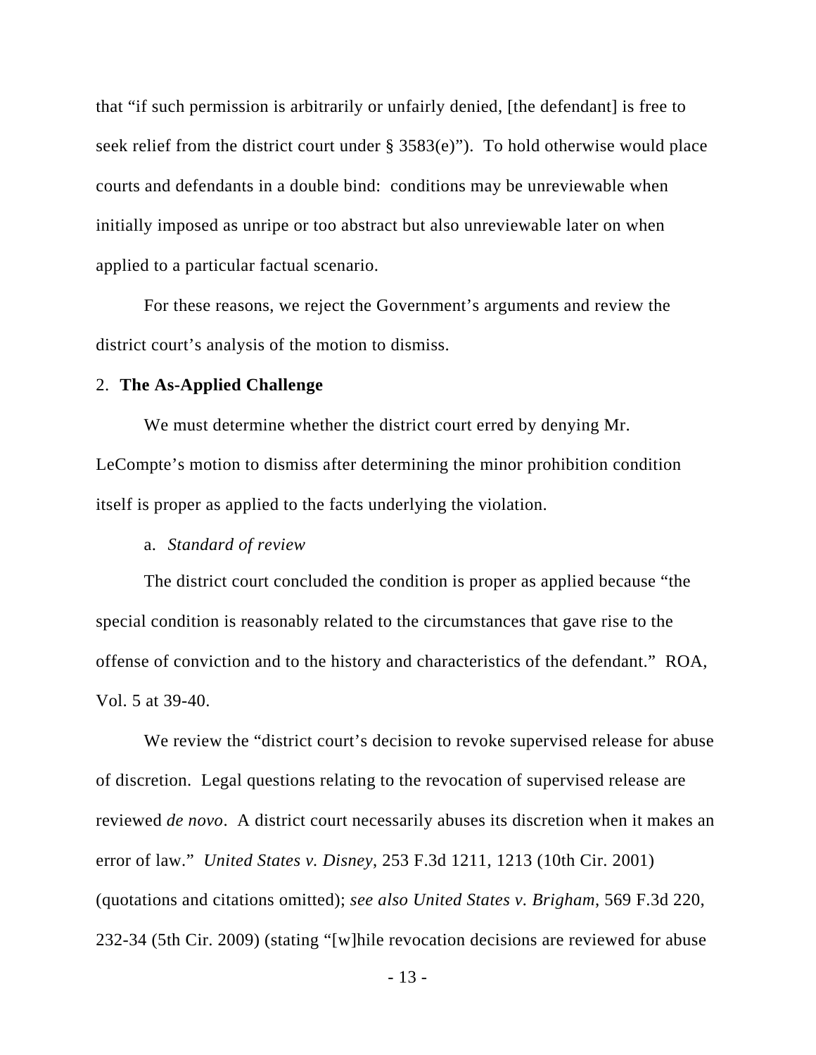that "if such permission is arbitrarily or unfairly denied, [the defendant] is free to seek relief from the district court under § 3583(e)"). To hold otherwise would place courts and defendants in a double bind: conditions may be unreviewable when initially imposed as unripe or too abstract but also unreviewable later on when applied to a particular factual scenario.

For these reasons, we reject the Government's arguments and review the district court's analysis of the motion to dismiss.

2. **The As-Applied Challenge**

We must determine whether the district court erred by denying Mr. LeCompte's motion to dismiss after determining the minor prohibition condition itself is proper as applied to the facts underlying the violation.

a. *Standard of review*

The district court concluded the condition is proper as applied because "the special condition is reasonably related to the circumstances that gave rise to the offense of conviction and to the history and characteristics of the defendant." ROA, Vol. 5 at 39-40.

We review the "district court's decision to revoke supervised release for abuse of discretion. Legal questions relating to the revocation of supervised release are reviewed *de novo*. A district court necessarily abuses its discretion when it makes an error of law." *United States v. Disney*, 253 F.3d 1211, 1213 (10th Cir. 2001) (quotations and citations omitted); *see also United States v. Brigham*, 569 F.3d 220, 232-34 (5th Cir. 2009) (stating "[w]hile revocation decisions are reviewed for abuse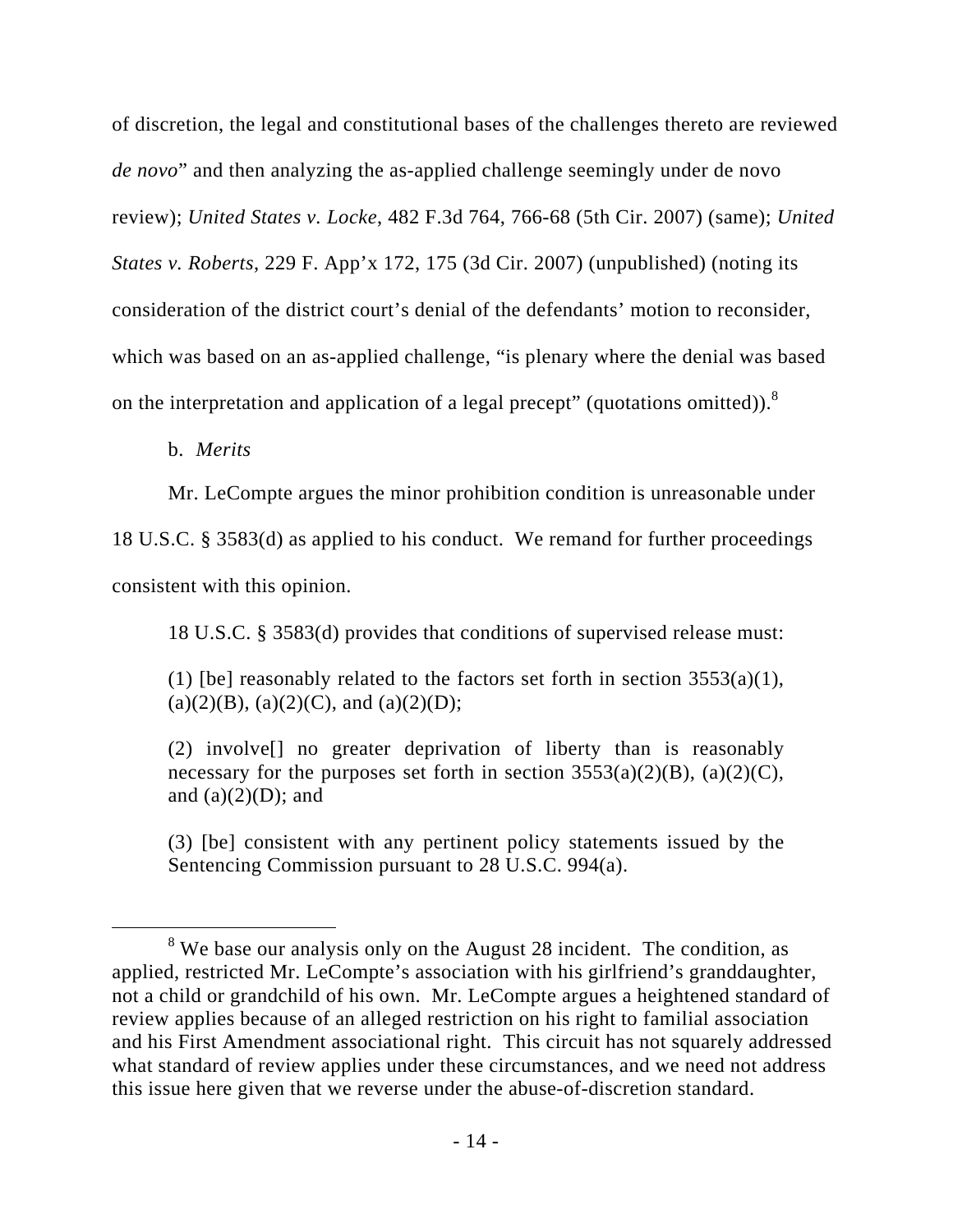of discretion, the legal and constitutional bases of the challenges thereto are reviewed *de novo*" and then analyzing the as-applied challenge seemingly under de novo review); *United States v. Locke*, 482 F.3d 764, 766-68 (5th Cir. 2007) (same); *United States v. Roberts*, 229 F. App'x 172, 175 (3d Cir. 2007) (unpublished) (noting its consideration of the district court's denial of the defendants' motion to reconsider, which was based on an as-applied challenge, "is plenary where the denial was based on the interpretation and application of a legal precept" (quotations omitted)).[8]

b. *Merits*

Mr. LeCompte argues the minor prohibition condition is unreasonable under 18 U.S.C. § 3583(d) as applied to his conduct. We remand for further proceedings consistent with this opinion.

18 U.S.C. § 3583(d) provides that conditions of supervised release must:

> (1) [be] reasonably related to the factors set forth in section 3553(a)(1), (a)(2)(B), (a)(2)(C), and (a)(2)(D);
>
> (2) involve[] no greater deprivation of liberty than is reasonably necessary for the purposes set forth in section 3553(a)(2)(B), (a)(2)(C), and (a)(2)(D); and
>
> (3) [be] consistent with any pertinent policy statements issued by the Sentencing Commission pursuant to 28 U.S.C. 994(a).

---

[8] We base our analysis only on the August 28 incident. The condition, as applied, restricted Mr. LeCompte's association with his girlfriend's granddaughter, not a child or grandchild of his own. Mr. LeCompte argues a heightened standard of review applies because of an alleged restriction on his right to familial association and his First Amendment associational right. This circuit has not squarely addressed what standard of review applies under these circumstances, and we need not address this issue here given that we reverse under the abuse-of-discretion standard.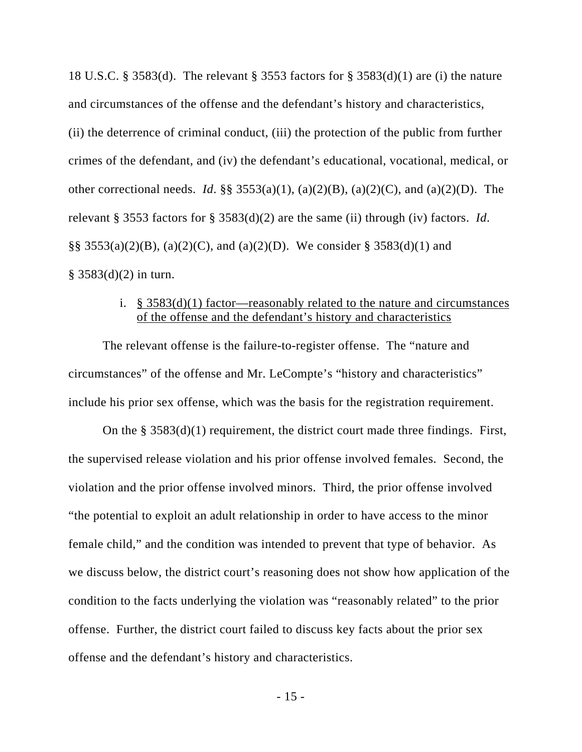18 U.S.C. § 3583(d). The relevant § 3553 factors for § 3583(d)(1) are (i) the nature and circumstances of the offense and the defendant's history and characteristics, (ii) the deterrence of criminal conduct, (iii) the protection of the public from further crimes of the defendant, and (iv) the defendant's educational, vocational, medical, or other correctional needs. *Id*. §§ 3553(a)(1), (a)(2)(B), (a)(2)(C), and (a)(2)(D). The relevant § 3553 factors for § 3583(d)(2) are the same (ii) through (iv) factors. *Id*. §§ 3553(a)(2)(B), (a)(2)(C), and (a)(2)(D). We consider § 3583(d)(1) and § 3583(d)(2) in turn.

i. <u>§ 3583(d)(1) factor—reasonably related to the nature and circumstances of the offense and the defendant's history and characteristics</u>

The relevant offense is the failure-to-register offense. The "nature and circumstances" of the offense and Mr. LeCompte's "history and characteristics" include his prior sex offense, which was the basis for the registration requirement.

On the § 3583(d)(1) requirement, the district court made three findings. First, the supervised release violation and his prior offense involved females. Second, the violation and the prior offense involved minors. Third, the prior offense involved "the potential to exploit an adult relationship in order to have access to the minor female child," and the condition was intended to prevent that type of behavior. As we discuss below, the district court's reasoning does not show how application of the condition to the facts underlying the violation was "reasonably related" to the prior offense. Further, the district court failed to discuss key facts about the prior sex offense and the defendant's history and characteristics.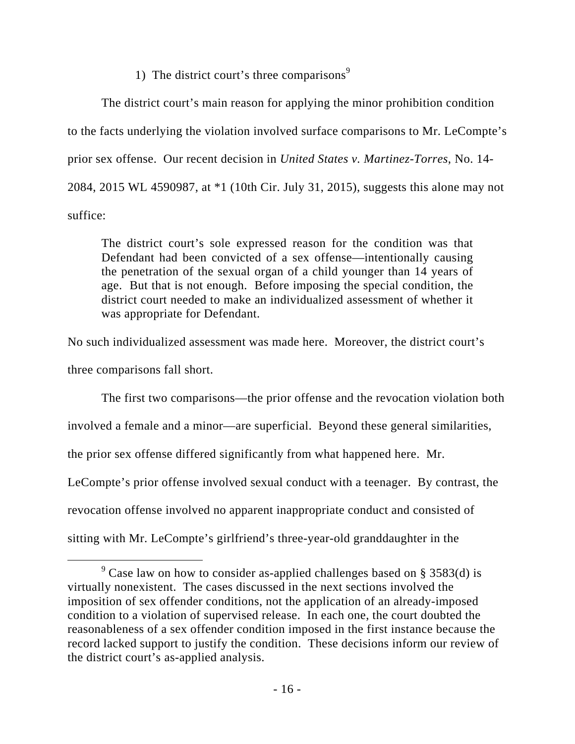### 1) The district court's three comparisons[9]

The district court's main reason for applying the minor prohibition condition to the facts underlying the violation involved surface comparisons to Mr. LeCompte's prior sex offense. Our recent decision in *United States v. Martinez-Torres*, No. 14-2084, 2015 WL 4590987, at *1 (10th Cir. July 31, 2015), suggests this alone may not suffice:

> The district court's sole expressed reason for the condition was that Defendant had been convicted of a sex offense—intentionally causing the penetration of the sexual organ of a child younger than 14 years of age. But that is not enough. Before imposing the special condition, the district court needed to make an individualized assessment of whether it was appropriate for Defendant.

No such individualized assessment was made here. Moreover, the district court's three comparisons fall short.

The first two comparisons—the prior offense and the revocation violation both involved a female and a minor—are superficial. Beyond these general similarities, the prior sex offense differed significantly from what happened here. Mr. LeCompte's prior offense involved sexual conduct with a teenager. By contrast, the revocation offense involved no apparent inappropriate conduct and consisted of sitting with Mr. LeCompte's girlfriend's three-year-old granddaughter in the

---

[9] Case law on how to consider as-applied challenges based on § 3583(d) is virtually nonexistent. The cases discussed in the next sections involved the imposition of sex offender conditions, not the application of an already-imposed condition to a violation of supervised release. In each one, the court doubted the reasonableness of a sex offender condition imposed in the first instance because the record lacked support to justify the condition. These decisions inform our review of the district court's as-applied analysis.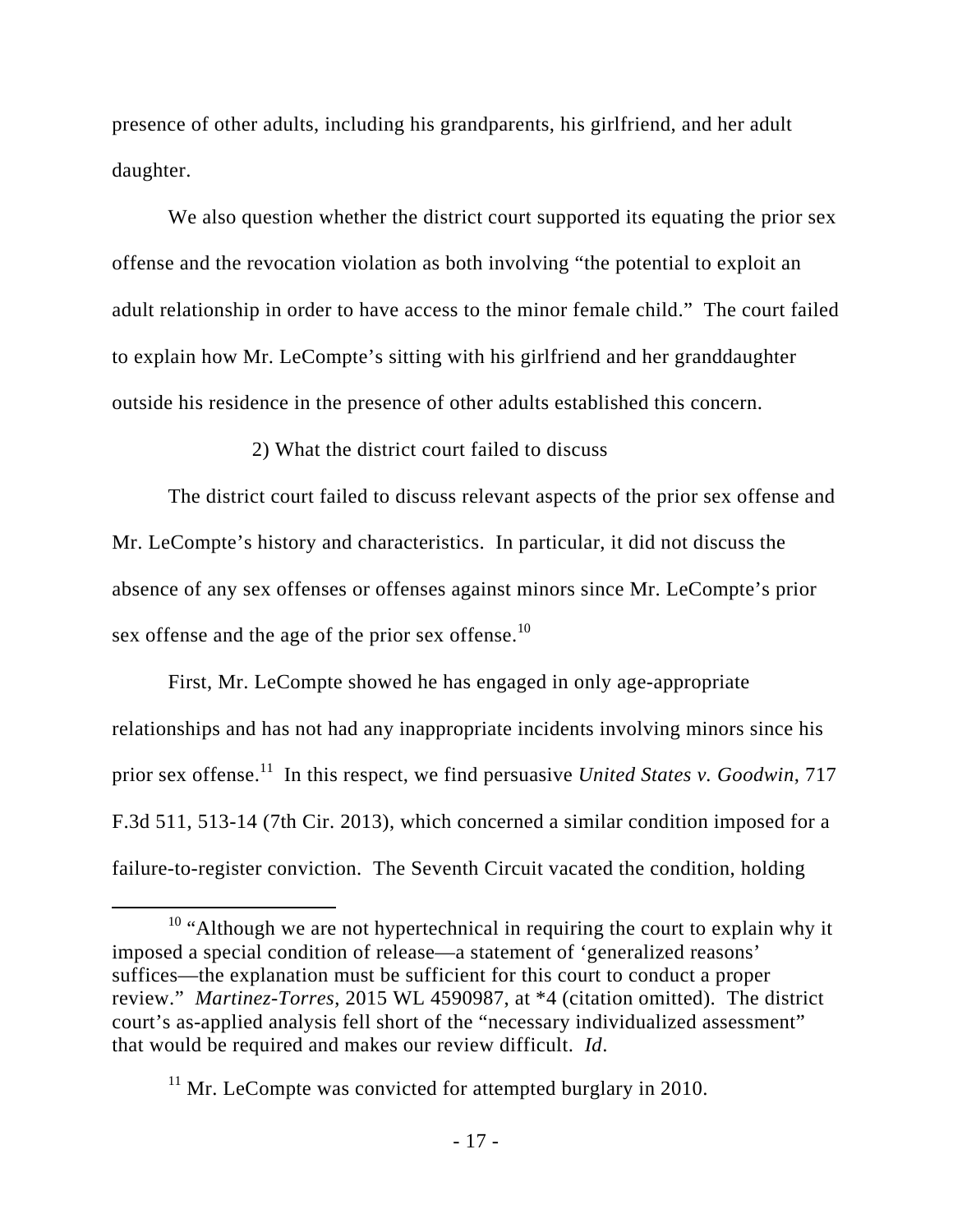presence of other adults, including his grandparents, his girlfriend, and her adult daughter.

We also question whether the district court supported its equating the prior sex offense and the revocation violation as both involving "the potential to exploit an adult relationship in order to have access to the minor female child." The court failed to explain how Mr. LeCompte's sitting with his girlfriend and her granddaughter outside his residence in the presence of other adults established this concern.

2) What the district court failed to discuss

The district court failed to discuss relevant aspects of the prior sex offense and Mr. LeCompte's history and characteristics. In particular, it did not discuss the absence of any sex offenses or offenses against minors since Mr. LeCompte's prior sex offense and the age of the prior sex offense.[10]

First, Mr. LeCompte showed he has engaged in only age-appropriate relationships and has not had any inappropriate incidents involving minors since his prior sex offense.[11] In this respect, we find persuasive *United States v. Goodwin*, 717 F.3d 511, 513-14 (7th Cir. 2013), which concerned a similar condition imposed for a failure-to-register conviction. The Seventh Circuit vacated the condition, holding

---

[10] "Although we are not hypertechnical in requiring the court to explain why it imposed a special condition of release—a statement of 'generalized reasons' suffices—the explanation must be sufficient for this court to conduct a proper review." *Martinez-Torres*, 2015 WL 4590987, at *4 (citation omitted). The district court's as-applied analysis fell short of the "necessary individualized assessment" that would be required and makes our review difficult. *Id*.

[11] Mr. LeCompte was convicted for attempted burglary in 2010.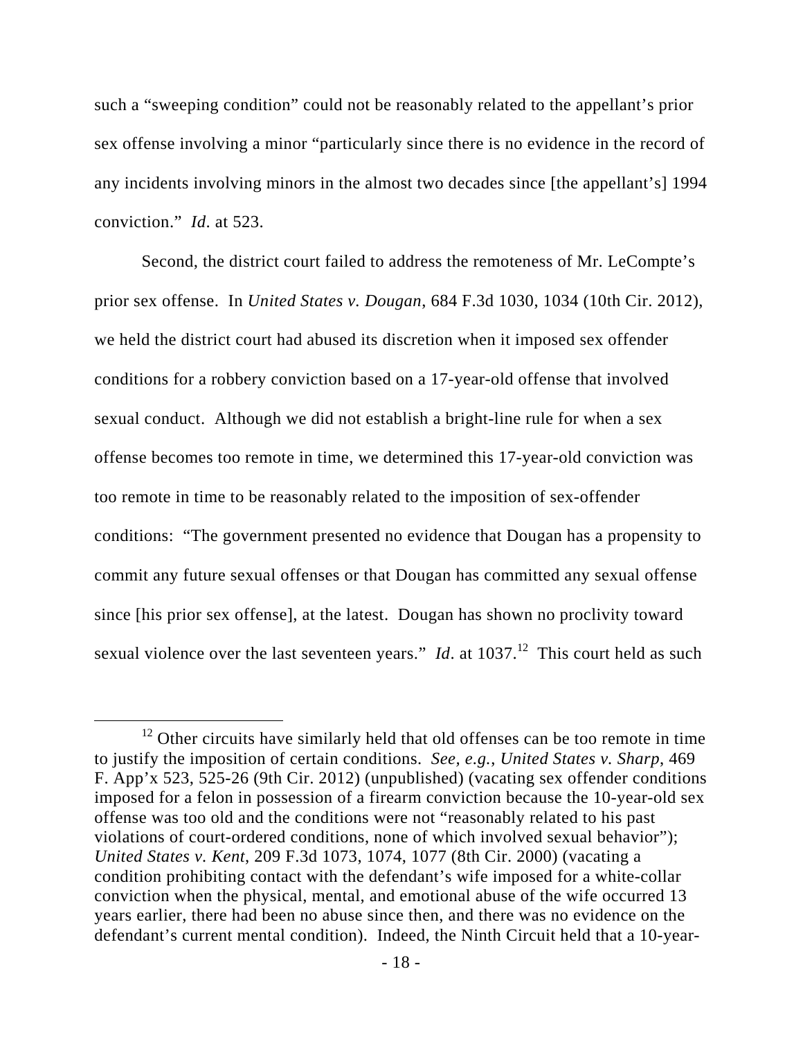such a "sweeping condition" could not be reasonably related to the appellant's prior sex offense involving a minor "particularly since there is no evidence in the record of any incidents involving minors in the almost two decades since [the appellant's] 1994 conviction." *Id*. at 523.

Second, the district court failed to address the remoteness of Mr. LeCompte's prior sex offense. In *United States v. Dougan*, 684 F.3d 1030, 1034 (10th Cir. 2012), we held the district court had abused its discretion when it imposed sex offender conditions for a robbery conviction based on a 17-year-old offense that involved sexual conduct. Although we did not establish a bright-line rule for when a sex offense becomes too remote in time, we determined this 17-year-old conviction was too remote in time to be reasonably related to the imposition of sex-offender conditions: "The government presented no evidence that Dougan has a propensity to commit any future sexual offenses or that Dougan has committed any sexual offense since [his prior sex offense], at the latest. Dougan has shown no proclivity toward sexual violence over the last seventeen years." *Id*. at 1037.[12] This court held as such

[12] Other circuits have similarly held that old offenses can be too remote in time to justify the imposition of certain conditions. *See, e.g.*, *United States v. Sharp*, 469 F. App'x 523, 525-26 (9th Cir. 2012) (unpublished) (vacating sex offender conditions imposed for a felon in possession of a firearm conviction because the 10-year-old sex offense was too old and the conditions were not "reasonably related to his past violations of court-ordered conditions, none of which involved sexual behavior"); *United States v. Kent*, 209 F.3d 1073, 1074, 1077 (8th Cir. 2000) (vacating a condition prohibiting contact with the defendant's wife imposed for a white-collar conviction when the physical, mental, and emotional abuse of the wife occurred 13 years earlier, there had been no abuse since then, and there was no evidence on the defendant's current mental condition). Indeed, the Ninth Circuit held that a 10-year-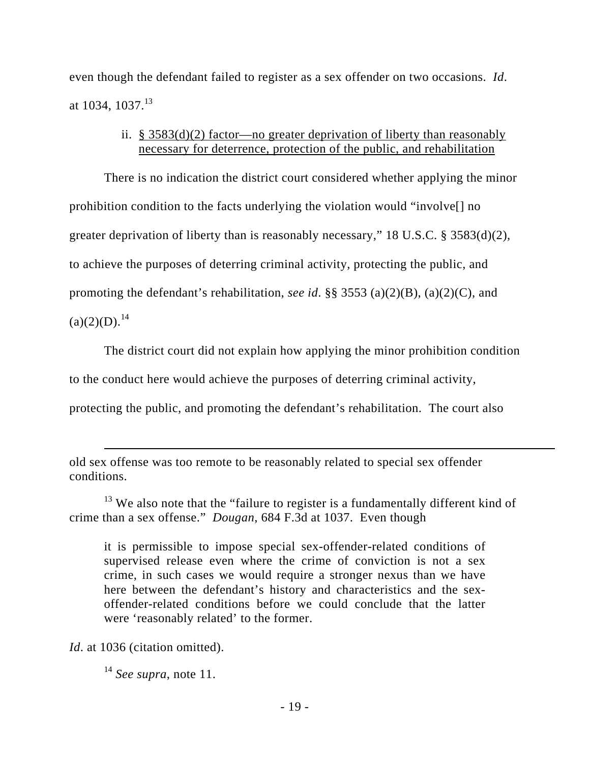even though the defendant failed to register as a sex offender on two occasions. *Id*. at 1034, 1037.[13]

ii. <u>§ 3583(d)(2) factor—no greater deprivation of liberty than reasonably necessary for deterrence, protection of the public, and rehabilitation</u>

There is no indication the district court considered whether applying the minor prohibition condition to the facts underlying the violation would "involve[] no greater deprivation of liberty than is reasonably necessary," 18 U.S.C. § 3583(d)(2), to achieve the purposes of deterring criminal activity, protecting the public, and promoting the defendant's rehabilitation, *see id*. §§ 3553 (a)(2)(B), (a)(2)(C), and (a)(2)(D).[14]

The district court did not explain how applying the minor prohibition condition to the conduct here would achieve the purposes of deterring criminal activity, protecting the public, and promoting the defendant's rehabilitation. The court also

---

old sex offense was too remote to be reasonably related to special sex offender conditions.

[13] We also note that the "failure to register is a fundamentally different kind of crime than a sex offense." *Dougan*, 684 F.3d at 1037. Even though

> it is permissible to impose special sex-offender-related conditions of supervised release even where the crime of conviction is not a sex crime, in such cases we would require a stronger nexus than we have here between the defendant's history and characteristics and the sex-offender-related conditions before we could conclude that the latter were 'reasonably related' to the former.

*Id*. at 1036 (citation omitted).

[14] *See supra*, note 11.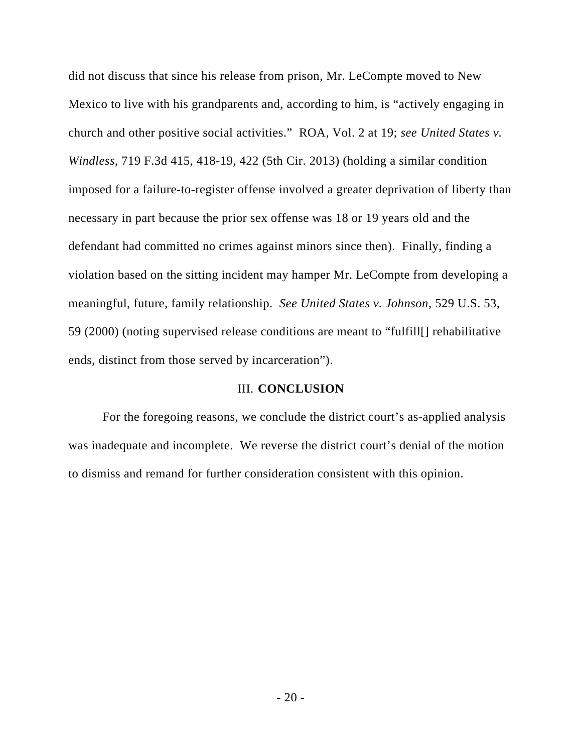did not discuss that since his release from prison, Mr. LeCompte moved to New Mexico to live with his grandparents and, according to him, is "actively engaging in church and other positive social activities." ROA, Vol. 2 at 19; *see United States v. Windless*, 719 F.3d 415, 418-19, 422 (5th Cir. 2013) (holding a similar condition imposed for a failure-to-register offense involved a greater deprivation of liberty than necessary in part because the prior sex offense was 18 or 19 years old and the defendant had committed no crimes against minors since then). Finally, finding a violation based on the sitting incident may hamper Mr. LeCompte from developing a meaningful, future, family relationship. *See United States v. Johnson*, 529 U.S. 53, 59 (2000) (noting supervised release conditions are meant to "fulfill[] rehabilitative ends, distinct from those served by incarceration").

## III. **CONCLUSION**

For the foregoing reasons, we conclude the district court's as-applied analysis was inadequate and incomplete. We reverse the district court's denial of the motion to dismiss and remand for further consideration consistent with this opinion.